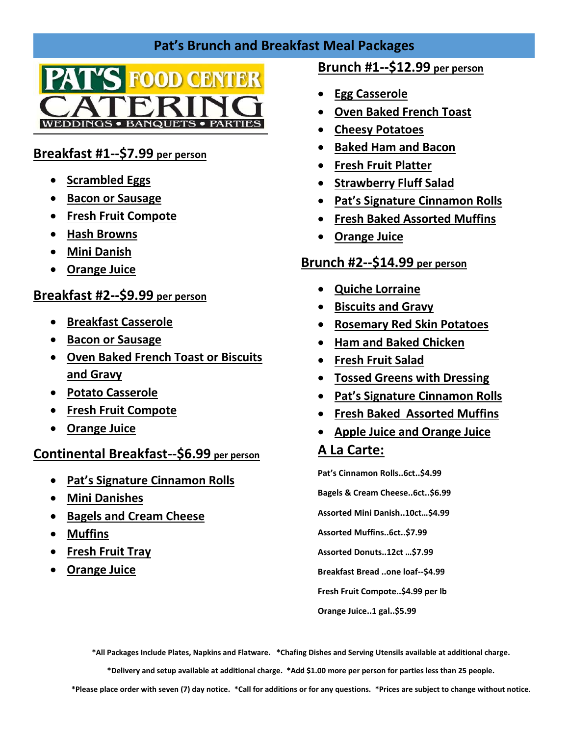# Pat's Brunch and Breakfast Meal Packages

PAT'S FOOD CENTER CATERING
WEDDINGS • BANQUETS • PARTIES

## Breakfast #1--$7.99 per person

- Scrambled Eggs
- Bacon or Sausage
- Fresh Fruit Compote
- Hash Browns
- Mini Danish
- Orange Juice

## Breakfast #2--$9.99 per person

- Breakfast Casserole
- Bacon or Sausage
- Oven Baked French Toast or Biscuits and Gravy
- Potato Casserole
- Fresh Fruit Compote
- Orange Juice

## Continental Breakfast--$6.99 per person

- Pat's Signature Cinnamon Rolls
- Mini Danishes
- Bagels and Cream Cheese
- Muffins
- Fresh Fruit Tray
- Orange Juice

## Brunch #1--$12.99 per person

- Egg Casserole
- Oven Baked French Toast
- Cheesy Potatoes
- Baked Ham and Bacon
- Fresh Fruit Platter
- Strawberry Fluff Salad
- Pat's Signature Cinnamon Rolls
- Fresh Baked Assorted Muffins
- Orange Juice

## Brunch #2--$14.99 per person

- Quiche Lorraine
- Biscuits and Gravy
- Rosemary Red Skin Potatoes
- Ham and Baked Chicken
- Fresh Fruit Salad
- Tossed Greens with Dressing
- Pat's Signature Cinnamon Rolls
- Fresh Baked Assorted Muffins
- Apple Juice and Orange Juice

## A La Carte:

**Pat's Cinnamon Rolls..6ct..$4.99**

**Bagels & Cream Cheese..6ct..$6.99**

**Assorted Mini Danish..10ct…$4.99**

**Assorted Muffins..6ct..$7.99**

**Assorted Donuts..12ct …$7.99**

**Breakfast Bread ..one loaf--$4.99**

**Fresh Fruit Compote..$4.99 per lb**

**Orange Juice..1 gal..$5.99**

**\*All Packages Include Plates, Napkins and Flatware. \*Chafing Dishes and Serving Utensils available at additional charge.**

**\*Delivery and setup available at additional charge. \*Add $1.00 more per person for parties less than 25 people.**

**\*Please place order with seven (7) day notice. \*Call for additions or for any questions. \*Prices are subject to change without notice.**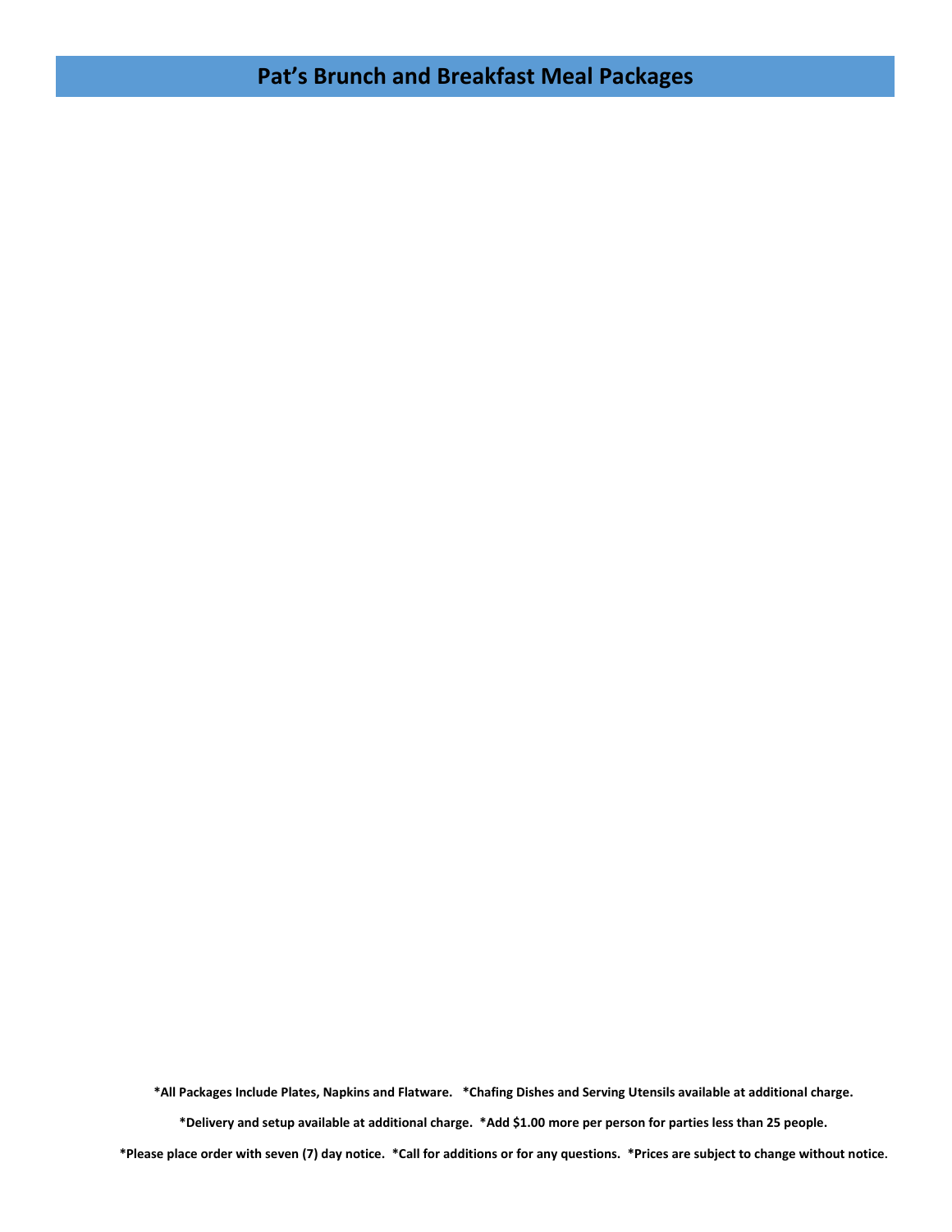# Pat's Brunch and Breakfast Meal Packages

**\*All Packages Include Plates, Napkins and Flatware. \*Chafing Dishes and Serving Utensils available at additional charge.**

**\*Delivery and setup available at additional charge. \*Add $1.00 more per person for parties less than 25 people.**

**\*Please place order with seven (7) day notice. \*Call for additions or for any questions. \*Prices are subject to change without notice.**